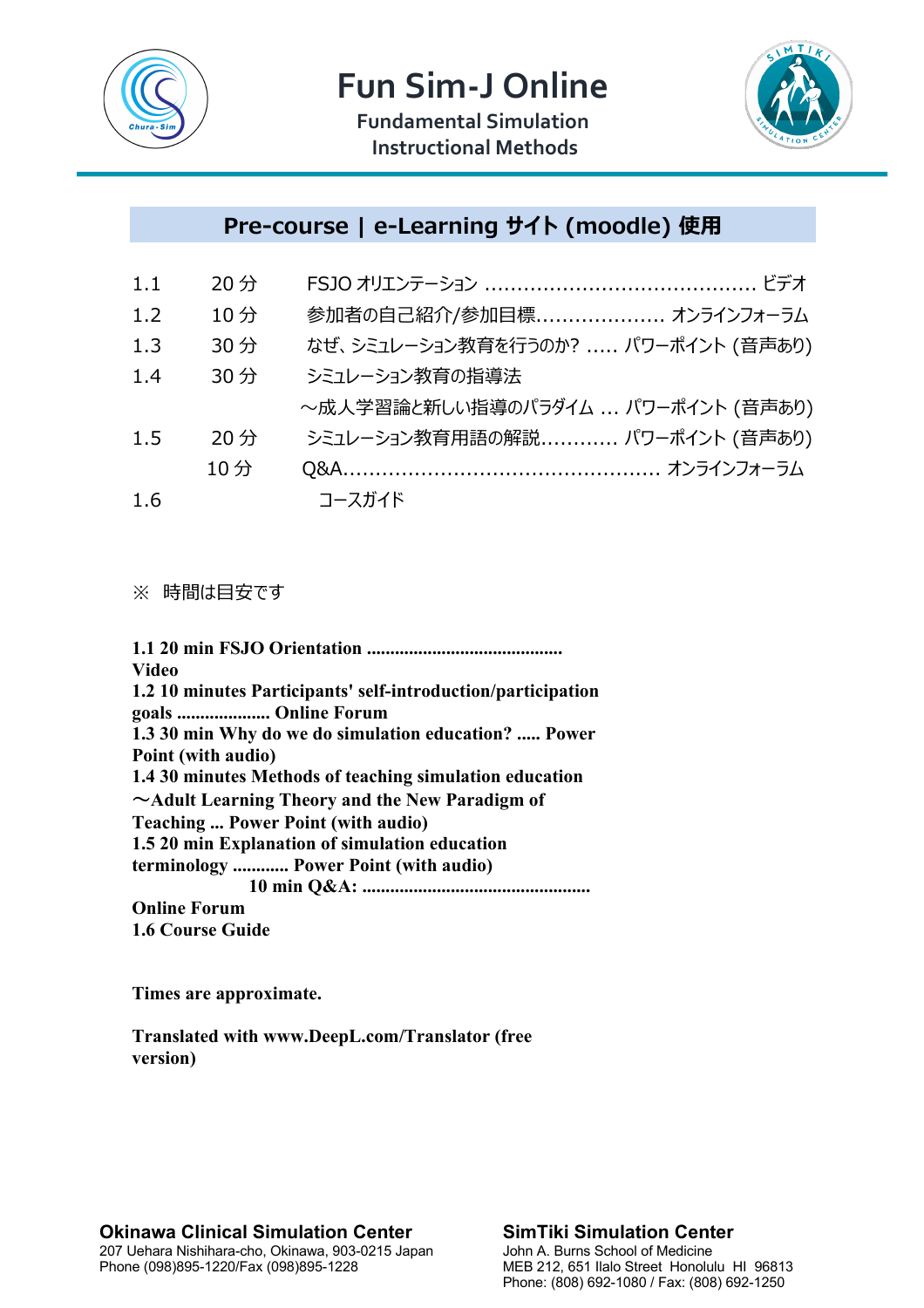# Fun Sim-J Online

**Fundamental Simulation Instructional Methods**

## Pre-course | e-Learning サイト (moodle) 使用

| | | |
|---|---|---|
| 1.1 | 20 分 | FSJO オリエンテーション ........................................ ビデオ |
| 1.2 | 10 分 | 参加者の自己紹介/参加目標.................... オンラインフォーラム |
| 1.3 | 30 分 | なぜ、シミュレーション教育を行うのか? ..... パワーポイント (音声あり) |
| 1.4 | 30 分 | シミュレーション教育の指導法 ～成人学習論と新しい指導のパラダイム ... パワーポイント (音声あり) |
| 1.5 | 20 分 | シミュレーション教育用語の解説............ パワーポイント (音声あり) |
| | 10 分 | Q&A................................................ オンラインフォーラム |
| 1.6 | | コースガイド |

※ 時間は目安です

**1.1 20 min FSJO Orientation .......................................... Video**
**1.2 10 minutes Participants' self-introduction/participation goals .................... Online Forum**
**1.3 30 min Why do we do simulation education? ..... Power Point (with audio)**
**1.4 30 minutes Methods of teaching simulation education ～Adult Learning Theory and the New Paradigm of Teaching ... Power Point (with audio)**
**1.5 20 min Explanation of simulation education terminology ............ Power Point (with audio)**
**10 min Q&A: ................................................. Online Forum**
**1.6 Course Guide**

**Times are approximate.**

**Translated with www.DeepL.com/Translator (free version)**

**Okinawa Clinical Simulation Center**
207 Uehara Nishihara-cho, Okinawa, 903-0215 Japan
Phone (098)895-1220/Fax (098)895-1228

**SimTiki Simulation Center**
John A. Burns School of Medicine
MEB 212, 651 Ilalo Street Honolulu HI 96813
Phone: (808) 692-1080 / Fax: (808) 692-1250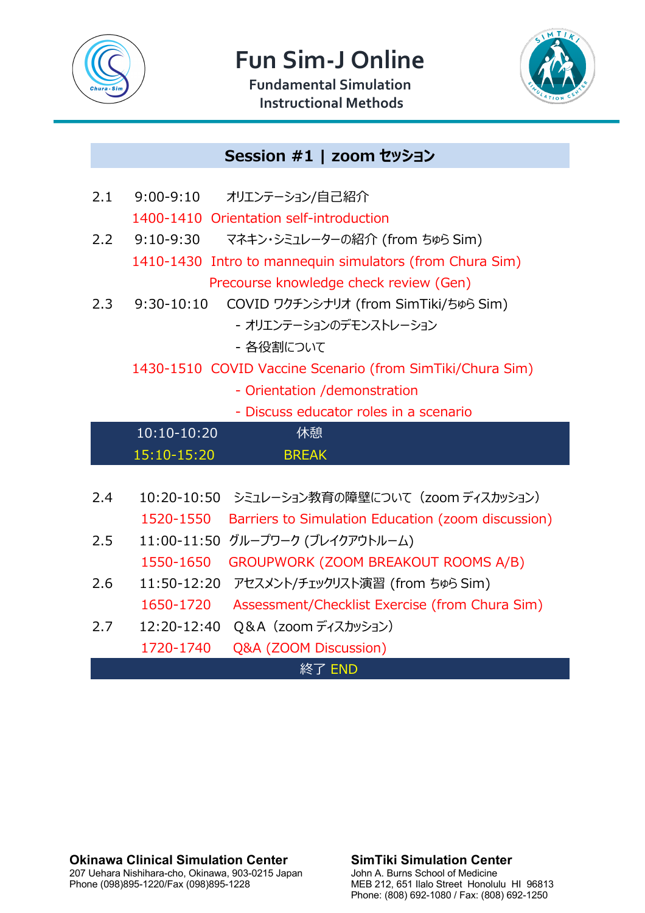# Fun Sim-J Online

**Fundamental Simulation Instructional Methods**

## Session #1 | zoom セッション

2.1 9:00-9:10 オリエンテーション/自己紹介
1400-1410 Orientation self-introduction

2.2 9:10-9:30 マネキン・シミュレーターの紹介 (from ちゅら Sim)
1410-1430 Intro to mannequin simulators (from Chura Sim)
Precourse knowledge check review (Gen)

2.3 9:30-10:10 COVID ワクチンシナリオ (from SimTiki/ちゅら Sim)
- オリエンテーションのデモンストレーション
- 各役割について

1430-1510 COVID Vaccine Scenario (from SimTiki/Chura Sim)
- Orientation /demonstration
- Discuss educator roles in a scenario

**10:10-10:20 休憩**
**15:10-15:20 BREAK**

2.4 10:20-10:50 シミュレーション教育の障壁について（zoom ディスカッション）
1520-1550 Barriers to Simulation Education (zoom discussion)

2.5 11:00-11:50 グループワーク (ブレイクアウトルーム)
1550-1650 GROUPWORK (ZOOM BREAKOUT ROOMS A/B)

2.6 11:50-12:20 アセスメント/チェックリスト演習 (from ちゅら Sim)
1650-1720 Assessment/Checklist Exercise (from Chura Sim)

2.7 12:20-12:40 Q&A（zoom ディスカッション）
1720-1740 Q&A (ZOOM Discussion)

**終了 END**

**Okinawa Clinical Simulation Center**
207 Uehara Nishihara-cho, Okinawa, 903-0215 Japan
Phone (098)895-1220/Fax (098)895-1228

**SimTiki Simulation Center**
John A. Burns School of Medicine
MEB 212, 651 Ilalo Street Honolulu HI 96813
Phone: (808) 692-1080 / Fax: (808) 692-1250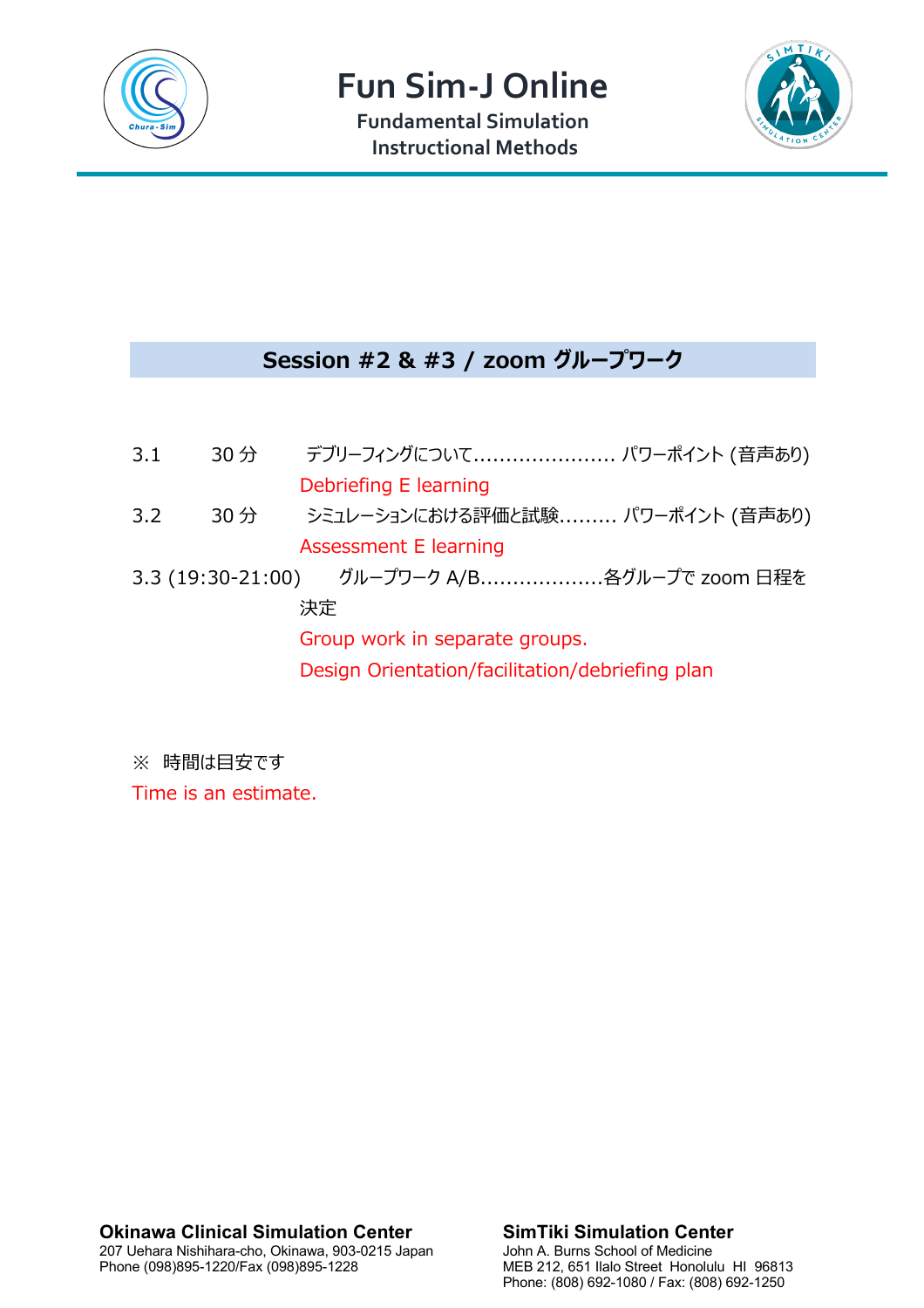# Fun Sim-J Online

**Fundamental Simulation Instructional Methods**

## Session #2 & #3 / zoom グループワーク

3.1　　30 分　　デブリーフィングについて…………………. パワーポイント (音声あり)

Debriefing E learning

3.2　　30 分　　シミュレーションにおける評価と試験……… パワーポイント (音声あり)

Assessment E learning

3.3 (19:30-21:00)　　グループワーク A/B……………….各グループで zoom 日程を決定

Group work in separate groups.

Design Orientation/facilitation/debriefing plan

※ 時間は目安です

Time is an estimate.

**Okinawa Clinical Simulation Center**
207 Uehara Nishihara-cho, Okinawa, 903-0215 Japan
Phone (098)895-1220/Fax (098)895-1228

**SimTiki Simulation Center**
John A. Burns School of Medicine
MEB 212, 651 Ilalo Street Honolulu HI 96813
Phone: (808) 692-1080 / Fax: (808) 692-1250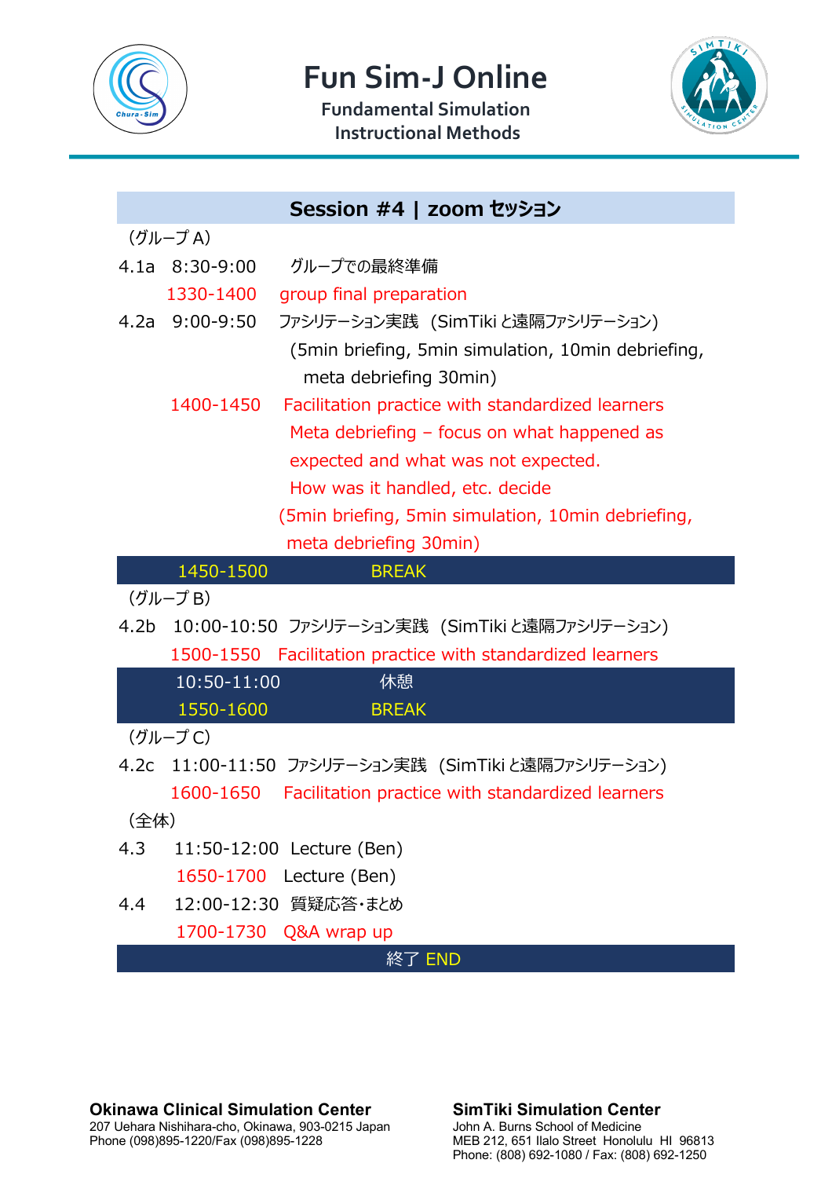# Fun Sim-J Online

**Fundamental Simulation Instructional Methods**

## Session #4 | zoom セッション

（グループ A）

4.1a 8:30-9:00 グループでの最終準備

1330-1400 group final preparation

4.2a 9:00-9:50 ファシリテーション実践 （SimTiki と遠隔ファシリテーション）

(5min briefing, 5min simulation, 10min debriefing, meta debriefing 30min)

1400-1450 Facilitation practice with standardized learners

Meta debriefing – focus on what happened as expected and what was not expected.

How was it handled, etc. decide

(5min briefing, 5min simulation, 10min debriefing, meta debriefing 30min)

**1450-1500 BREAK**

（グループ B）

4.2b 10:00-10:50 ファシリテーション実践 （SimTiki と遠隔ファシリテーション）

1500-1550 Facilitation practice with standardized learners

**10:50-11:00 休憩**

**1550-1600 BREAK**

（グループ C）

4.2c 11:00-11:50 ファシリテーション実践 （SimTiki と遠隔ファシリテーション）

1600-1650 Facilitation practice with standardized learners

（全体）

4.3 11:50-12:00 Lecture (Ben)

1650-1700 Lecture (Ben)

4.4 12:00-12:30 質疑応答・まとめ

1700-1730 Q&A wrap up

**終了 END**

**Okinawa Clinical Simulation Center**
207 Uehara Nishihara-cho, Okinawa, 903-0215 Japan
Phone (098)895-1220/Fax (098)895-1228

**SimTiki Simulation Center**
John A. Burns School of Medicine
MEB 212, 651 Ilalo Street Honolulu HI 96813
Phone: (808) 692-1080 / Fax: (808) 692-1250